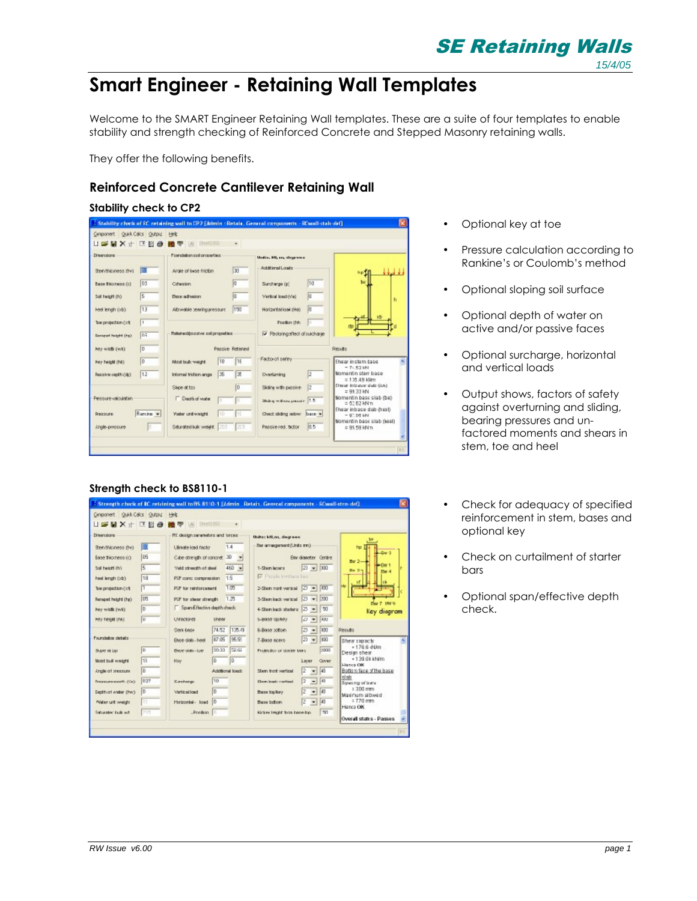# Smart Engineer - Retaining Wall Templates

Welcome to the SMART Engineer Retaining Wall templates. These are a suite of four templates to enable stability and strength checking of Reinforced Concrete and Stepped Masonry retaining walls.

They offer the following benefits.

## Reinforced Concrete Cantilever Retaining Wall

### Stability check to CP2

- Optional key at toe
- Pressure calculation according to Rankine's or Coulomb's method
- Optional sloping soil surface
- Optional depth of water on active and/or passive faces
- Optional surcharge, horizontal and vertical loads
- Output shows, factors of safety against overturning and sliding, bearing pressures and un-factored moments and shears in stem, toe and heel

### Strength check to BS8110-1

- Check for adequacy of specified reinforcement in stem, bases and optional key
- Check on curtailment of starter bars
- Optional span/effective depth check.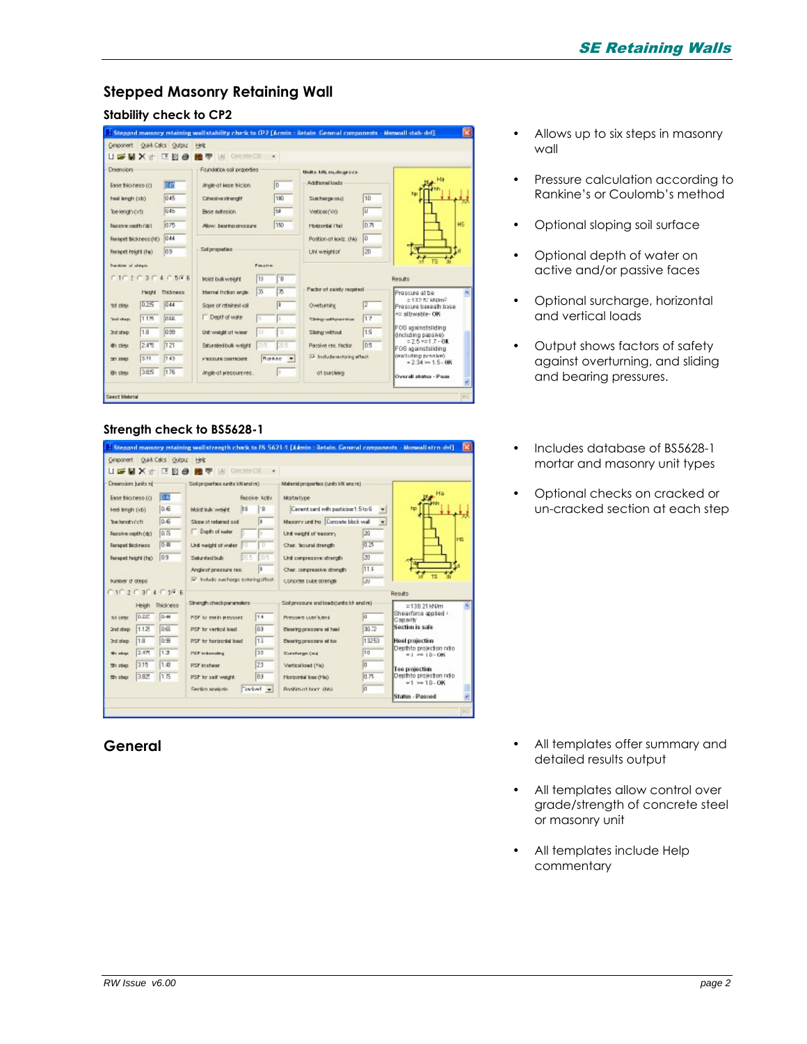## Stepped Masonry Retaining Wall

### Stability check to CP2

- Allows up to six steps in masonry wall
- Pressure calculation according to Rankine's or Coulomb's method
- Optional sloping soil surface
- Optional depth of water on active and/or passive faces
- Optional surcharge, horizontal and vertical loads
- Output shows factors of safety against overturning, and sliding and bearing pressures.

### Strength check to BS5628-1

- Includes database of BS5628-1 mortar and masonry unit types
- Optional checks on cracked or un-cracked section at each step

## General

- All templates offer summary and detailed results output
- All templates allow control over grade/strength of concrete steel or masonry unit
- All templates include Help commentary